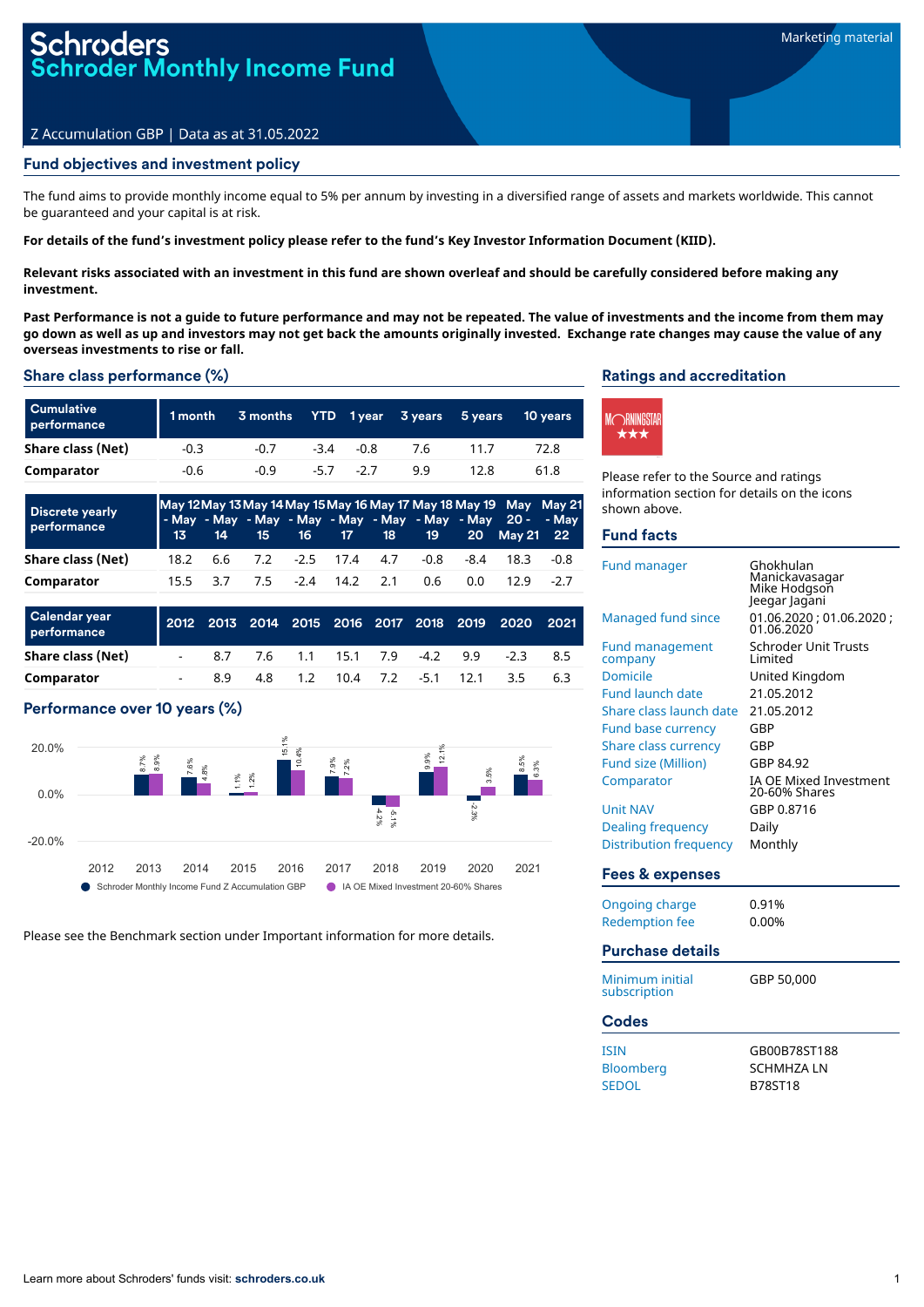# Schroders
# Schroder Monthly Income Fund

Marketing material

Z Accumulation GBP | Data as at 31.05.2022

## Fund objectives and investment policy

The fund aims to provide monthly income equal to 5% per annum by investing in a diversified range of assets and markets worldwide. This cannot be guaranteed and your capital is at risk.

**For details of the fund's investment policy please refer to the fund's Key Investor Information Document (KIID).**

**Relevant risks associated with an investment in this fund are shown overleaf and should be carefully considered before making any investment.**

**Past Performance is not a guide to future performance and may not be repeated. The value of investments and the income from them may go down as well as up and investors may not get back the amounts originally invested. Exchange rate changes may cause the value of any overseas investments to rise or fall.**

## Share class performance (%)

| Cumulative performance | 1 month | 3 months | YTD | 1 year | 3 years | 5 years | 10 years |
|---|---|---|---|---|---|---|---|
| Share class (Net) | -0.3 | -0.7 | -3.4 | -0.8 | 7.6 | 11.7 | 72.8 |
| Comparator | -0.6 | -0.9 | -5.7 | -2.7 | 9.9 | 12.8 | 61.8 |

| Discrete yearly performance | May 12 - May 13 | May 13 - May 14 | May 14 - May 15 | May 15 - May 16 | May 16 - May 17 | May 17 - May 18 | May 18 - May 19 | May 19 - May 20 | May 20 - May 21 | May 21 - May 22 |
|---|---|---|---|---|---|---|---|---|---|---|
| Share class (Net) | 18.2 | 6.6 | 7.2 | -2.5 | 17.4 | 4.7 | -0.8 | -8.4 | 18.3 | -0.8 |
| Comparator | 15.5 | 3.7 | 7.5 | -2.4 | 14.2 | 2.1 | 0.6 | 0.0 | 12.9 | -2.7 |

| Calendar year performance | 2012 | 2013 | 2014 | 2015 | 2016 | 2017 | 2018 | 2019 | 2020 | 2021 |
|---|---|---|---|---|---|---|---|---|---|---|
| Share class (Net) | - | 8.7 | 7.6 | 1.1 | 15.1 | 7.9 | -4.2 | 9.9 | -2.3 | 8.5 |
| Comparator | - | 8.9 | 4.8 | 1.2 | 10.4 | 7.2 | -5.1 | 12.1 | 3.5 | 6.3 |

## Performance over 10 years (%)

| Year | Schroder Monthly Income Fund Z Accumulation GBP | IA OE Mixed Investment 20-60% Shares |
|---|---|---|
| 2012 | | |
| 2013 | 8.7% | 8.9% |
| 2014 | 7.6% | 4.8% |
| 2015 | 1.1% | 1.2% |
| 2016 | 15.1% | 10.4% |
| 2017 | 7.9% | 7.2% |
| 2018 | -4.2% | -5.1% |
| 2019 | 9.9% | 12.1% |
| 2020 | -2.3% | 3.5% |
| 2021 | 8.5% | 6.3% |

Please see the Benchmark section under Important information for more details.

## Ratings and accreditation

Morningstar ★★★

Please refer to the Source and ratings information section for details on the icons shown above.

## Fund facts

| | |
|---|---|
| Fund manager | Ghokhulan Manickavasagar<br>Mike Hodgson<br>Jeegar Jagani |
| Managed fund since | 01.06.2020 ; 01.06.2020 ; 01.06.2020 |
| Fund management company | Schroder Unit Trusts Limited |
| Domicile | United Kingdom |
| Fund launch date | 21.05.2012 |
| Share class launch date | 21.05.2012 |
| Fund base currency | GBP |
| Share class currency | GBP |
| Fund size (Million) | GBP 84.92 |
| Comparator | IA OE Mixed Investment 20-60% Shares |
| Unit NAV | GBP 0.8716 |
| Dealing frequency | Daily |
| Distribution frequency | Monthly |

## Fees & expenses

| | |
|---|---|
| Ongoing charge | 0.91% |
| Redemption fee | 0.00% |

## Purchase details

| | |
|---|---|
| Minimum initial subscription | GBP 50,000 |

## Codes

| | |
|---|---|
| ISIN | GB00B78ST188 |
| Bloomberg | SCHMHZA LN |
| SEDOL | B78ST18 |

Learn more about Schroders' funds visit: **schroders.co.uk**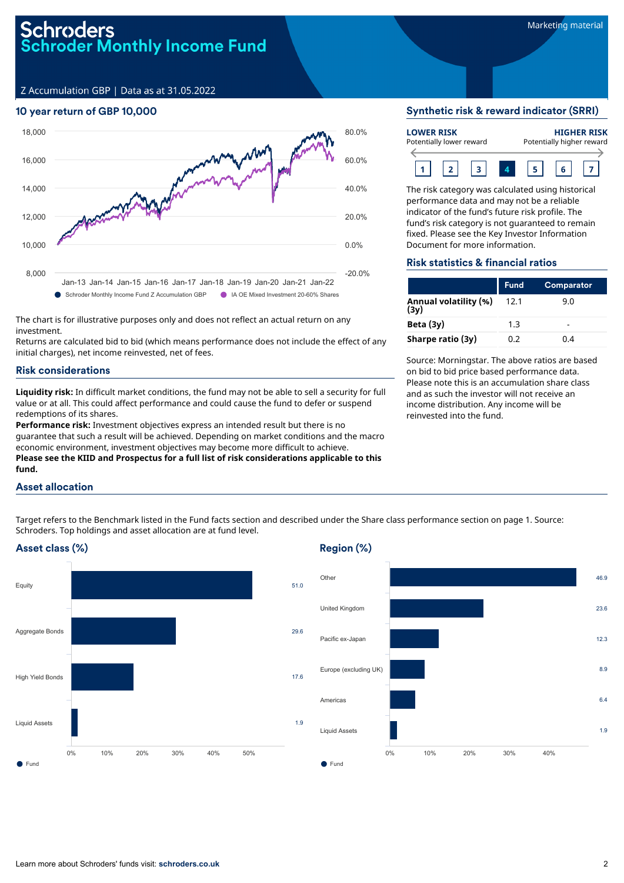# Schroders
## Schroder Monthly Income Fund

Marketing material

Z Accumulation GBP | Data as at 31.05.2022

## 10 year return of GBP 10,000

The chart is for illustrative purposes only and does not reflect an actual return on any investment.

Returns are calculated bid to bid (which means performance does not include the effect of any initial charges), net income reinvested, net of fees.

## Risk considerations

**Liquidity risk:** In difficult market conditions, the fund may not be able to sell a security for full value or at all. This could affect performance and could cause the fund to defer or suspend redemptions of its shares.

**Performance risk:** Investment objectives express an intended result but there is no guarantee that such a result will be achieved. Depending on market conditions and the macro economic environment, investment objectives may become more difficult to achieve.

**Please see the KIID and Prospectus for a full list of risk considerations applicable to this fund.**

## Synthetic risk & reward indicator (SRRI)

**LOWER RISK** Potentially lower reward — **HIGHER RISK** Potentially higher reward

1 2 3 **4** 5 6 7

The risk category was calculated using historical performance data and may not be a reliable indicator of the fund's future risk profile. The fund's risk category is not guaranteed to remain fixed. Please see the Key Investor Information Document for more information.

## Risk statistics & financial ratios

| | Fund | Comparator |
|---|---|---|
| **Annual volatility (%) (3y)** | 12.1 | 9.0 |
| **Beta (3y)** | 1.3 | - |
| **Sharpe ratio (3y)** | 0.2 | 0.4 |

Source: Morningstar. The above ratios are based on bid to bid price based performance data. Please note this is an accumulation share class and as such the investor will not receive an income distribution. Any income will be reinvested into the fund.

## Asset allocation

Target refers to the Benchmark listed in the Fund facts section and described under the Share class performance section on page 1. Source: Schroders. Top holdings and asset allocation are at fund level.

### Asset class (%)

| Asset class | Fund |
|---|---|
| Equity | 51.0 |
| Aggregate Bonds | 29.6 |
| High Yield Bonds | 17.6 |
| Liquid Assets | 1.9 |

### Region (%)

| Region | Fund |
|---|---|
| Other | 46.9 |
| United Kingdom | 23.6 |
| Pacific ex-Japan | 12.3 |
| Europe (excluding UK) | 8.9 |
| Americas | 6.4 |
| Liquid Assets | 1.9 |

Learn more about Schroders' funds visit: **schroders.co.uk**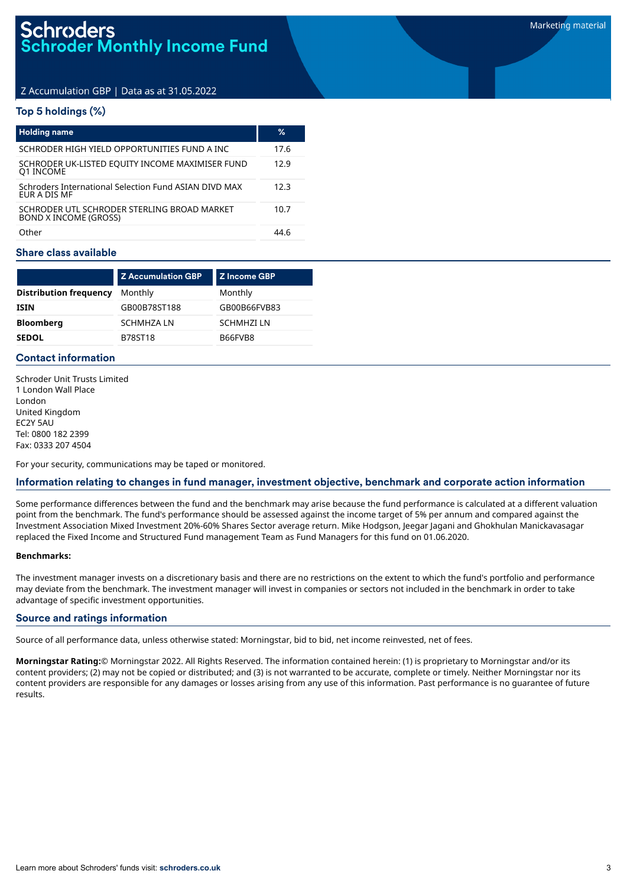# Schroders
# Schroder Monthly Income Fund

Marketing material

Z Accumulation GBP | Data as at 31.05.2022

## Top 5 holdings (%)

| Holding name | % |
|---|---|
| SCHRODER HIGH YIELD OPPORTUNITIES FUND A INC | 17.6 |
| SCHRODER UK-LISTED EQUITY INCOME MAXIMISER FUND Q1 INCOME | 12.9 |
| Schroders International Selection Fund ASIAN DIVD MAX EUR A DIS MF | 12.3 |
| SCHRODER UTL SCHRODER STERLING BROAD MARKET BOND X INCOME (GROSS) | 10.7 |
| Other | 44.6 |

## Share class available

| | Z Accumulation GBP | Z Income GBP |
|---|---|---|
| **Distribution frequency** | Monthly | Monthly |
| **ISIN** | GB00B78ST188 | GB00B66FVB83 |
| **Bloomberg** | SCHMHZA LN | SCHMHZI LN |
| **SEDOL** | B78ST18 | B66FVB8 |

## Contact information

Schroder Unit Trusts Limited
1 London Wall Place
London
United Kingdom
EC2Y 5AU
Tel: 0800 182 2399
Fax: 0333 207 4504

For your security, communications may be taped or monitored.

## Information relating to changes in fund manager, investment objective, benchmark and corporate action information

Some performance differences between the fund and the benchmark may arise because the fund performance is calculated at a different valuation point from the benchmark. The fund's performance should be assessed against the income target of 5% per annum and compared against the Investment Association Mixed Investment 20%-60% Shares Sector average return. Mike Hodgson, Jeegar Jagani and Ghokhulan Manickavasagar replaced the Fixed Income and Structured Fund management Team as Fund Managers for this fund on 01.06.2020.

**Benchmarks:**

The investment manager invests on a discretionary basis and there are no restrictions on the extent to which the fund's portfolio and performance may deviate from the benchmark. The investment manager will invest in companies or sectors not included in the benchmark in order to take advantage of specific investment opportunities.

## Source and ratings information

Source of all performance data, unless otherwise stated: Morningstar, bid to bid, net income reinvested, net of fees.

**Morningstar Rating:**© Morningstar 2022. All Rights Reserved. The information contained herein: (1) is proprietary to Morningstar and/or its content providers; (2) may not be copied or distributed; and (3) is not warranted to be accurate, complete or timely. Neither Morningstar nor its content providers are responsible for any damages or losses arising from any use of this information. Past performance is no guarantee of future results.

Learn more about Schroders' funds visit: **schroders.co.uk**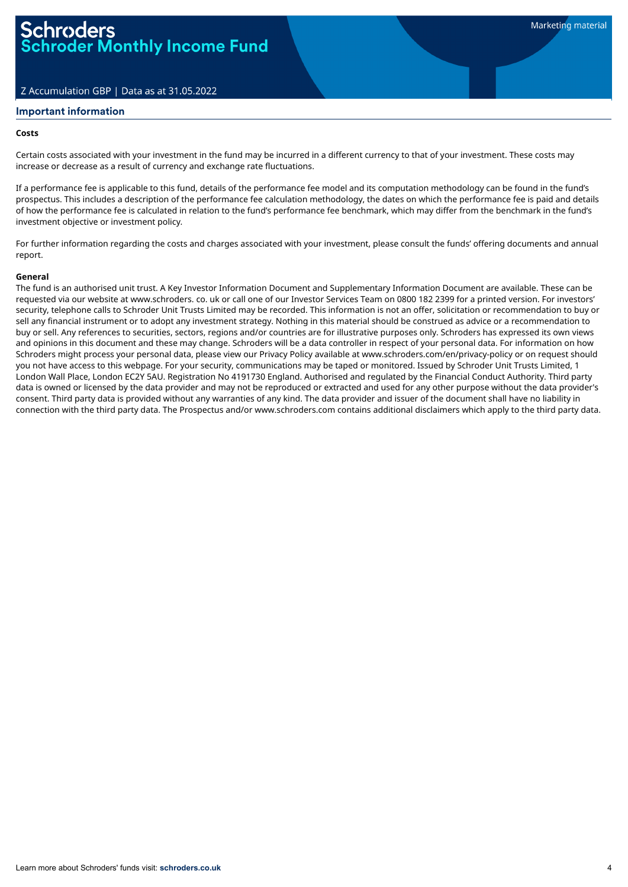# Schroders
# Schroder Monthly Income Fund

Marketing material

Z Accumulation GBP | Data as at 31.05.2022

## Important information

**Costs**

Certain costs associated with your investment in the fund may be incurred in a different currency to that of your investment. These costs may increase or decrease as a result of currency and exchange rate fluctuations.

If a performance fee is applicable to this fund, details of the performance fee model and its computation methodology can be found in the fund's prospectus. This includes a description of the performance fee calculation methodology, the dates on which the performance fee is paid and details of how the performance fee is calculated in relation to the fund's performance fee benchmark, which may differ from the benchmark in the fund's investment objective or investment policy.

For further information regarding the costs and charges associated with your investment, please consult the funds' offering documents and annual report.

**General**

The fund is an authorised unit trust. A Key Investor Information Document and Supplementary Information Document are available. These can be requested via our website at www.schroders. co. uk or call one of our Investor Services Team on 0800 182 2399 for a printed version. For investors' security, telephone calls to Schroder Unit Trusts Limited may be recorded. This information is not an offer, solicitation or recommendation to buy or sell any financial instrument or to adopt any investment strategy. Nothing in this material should be construed as advice or a recommendation to buy or sell. Any references to securities, sectors, regions and/or countries are for illustrative purposes only. Schroders has expressed its own views and opinions in this document and these may change. Schroders will be a data controller in respect of your personal data. For information on how Schroders might process your personal data, please view our Privacy Policy available at www.schroders.com/en/privacy-policy or on request should you not have access to this webpage. For your security, communications may be taped or monitored. Issued by Schroder Unit Trusts Limited, 1 London Wall Place, London EC2Y 5AU. Registration No 4191730 England. Authorised and regulated by the Financial Conduct Authority. Third party data is owned or licensed by the data provider and may not be reproduced or extracted and used for any other purpose without the data provider's consent. Third party data is provided without any warranties of any kind. The data provider and issuer of the document shall have no liability in connection with the third party data. The Prospectus and/or www.schroders.com contains additional disclaimers which apply to the third party data.

Learn more about Schroders' funds visit: **schroders.co.uk**